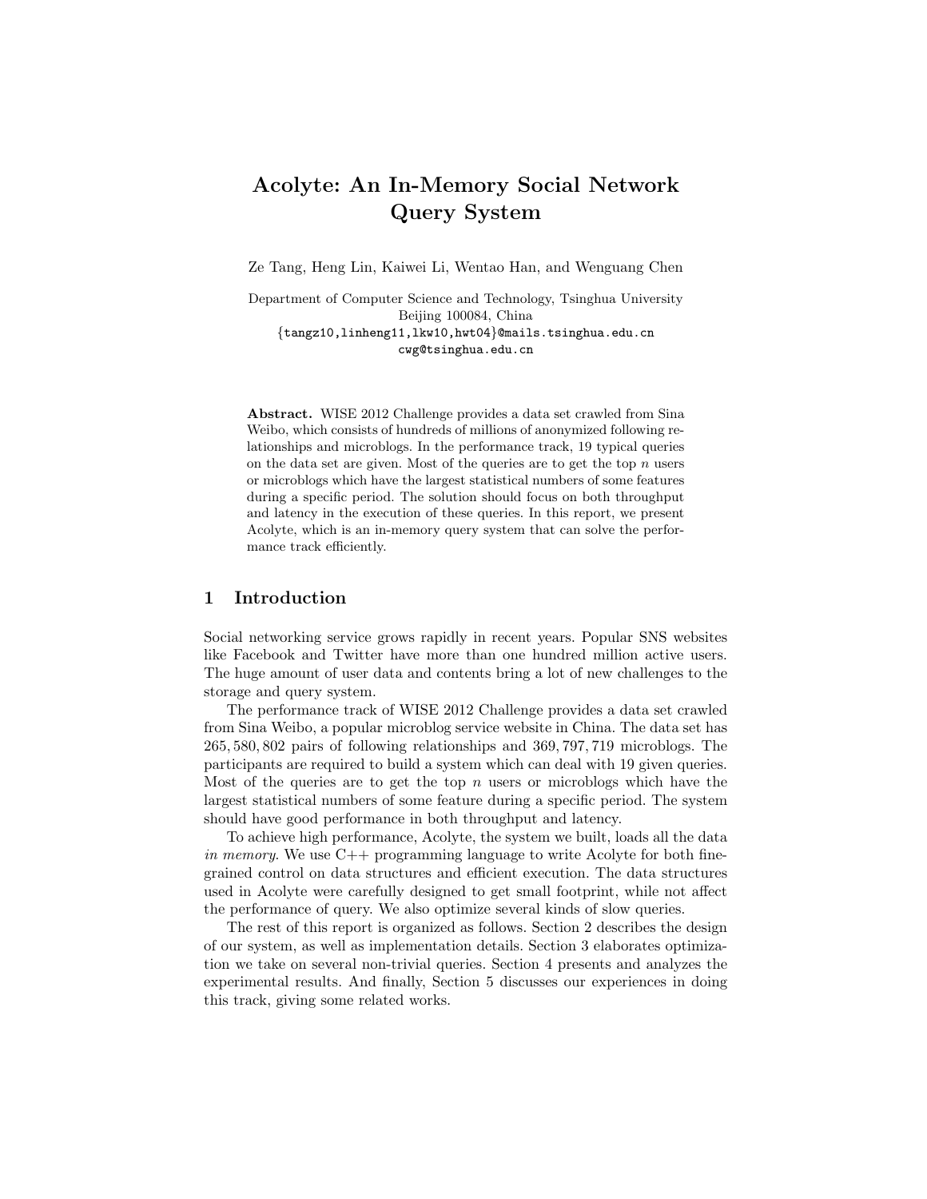# Acolyte: An In-Memory Social Network Query System

Ze Tang, Heng Lin, Kaiwei Li, Wentao Han, and Wenguang Chen

Department of Computer Science and Technology, Tsinghua University
Beijing 100084, China
{tangz10,linheng11,lkw10,hwt04}@mails.tsinghua.edu.cn
cwg@tsinghua.edu.cn

**Abstract.** WISE 2012 Challenge provides a data set crawled from Sina Weibo, which consists of hundreds of millions of anonymized following relationships and microblogs. In the performance track, 19 typical queries on the data set are given. Most of the queries are to get the top $n$ users or microblogs which have the largest statistical numbers of some features during a specific period. The solution should focus on both throughput and latency in the execution of these queries. In this report, we present Acolyte, which is an in-memory query system that can solve the performance track efficiently.

## 1 Introduction

Social networking service grows rapidly in recent years. Popular SNS websites like Facebook and Twitter have more than one hundred million active users. The huge amount of user data and contents bring a lot of new challenges to the storage and query system.

The performance track of WISE 2012 Challenge provides a data set crawled from Sina Weibo, a popular microblog service website in China. The data set has 265, 580, 802 pairs of following relationships and 369, 797, 719 microblogs. The participants are required to build a system which can deal with 19 given queries. Most of the queries are to get the top $n$ users or microblogs which have the largest statistical numbers of some feature during a specific period. The system should have good performance in both throughput and latency.

To achieve high performance, Acolyte, the system we built, loads all the data *in memory*. We use C++ programming language to write Acolyte for both fine-grained control on data structures and efficient execution. The data structures used in Acolyte were carefully designed to get small footprint, while not affect the performance of query. We also optimize several kinds of slow queries.

The rest of this report is organized as follows. Section 2 describes the design of our system, as well as implementation details. Section 3 elaborates optimization we take on several non-trivial queries. Section 4 presents and analyzes the experimental results. And finally, Section 5 discusses our experiences in doing this track, giving some related works.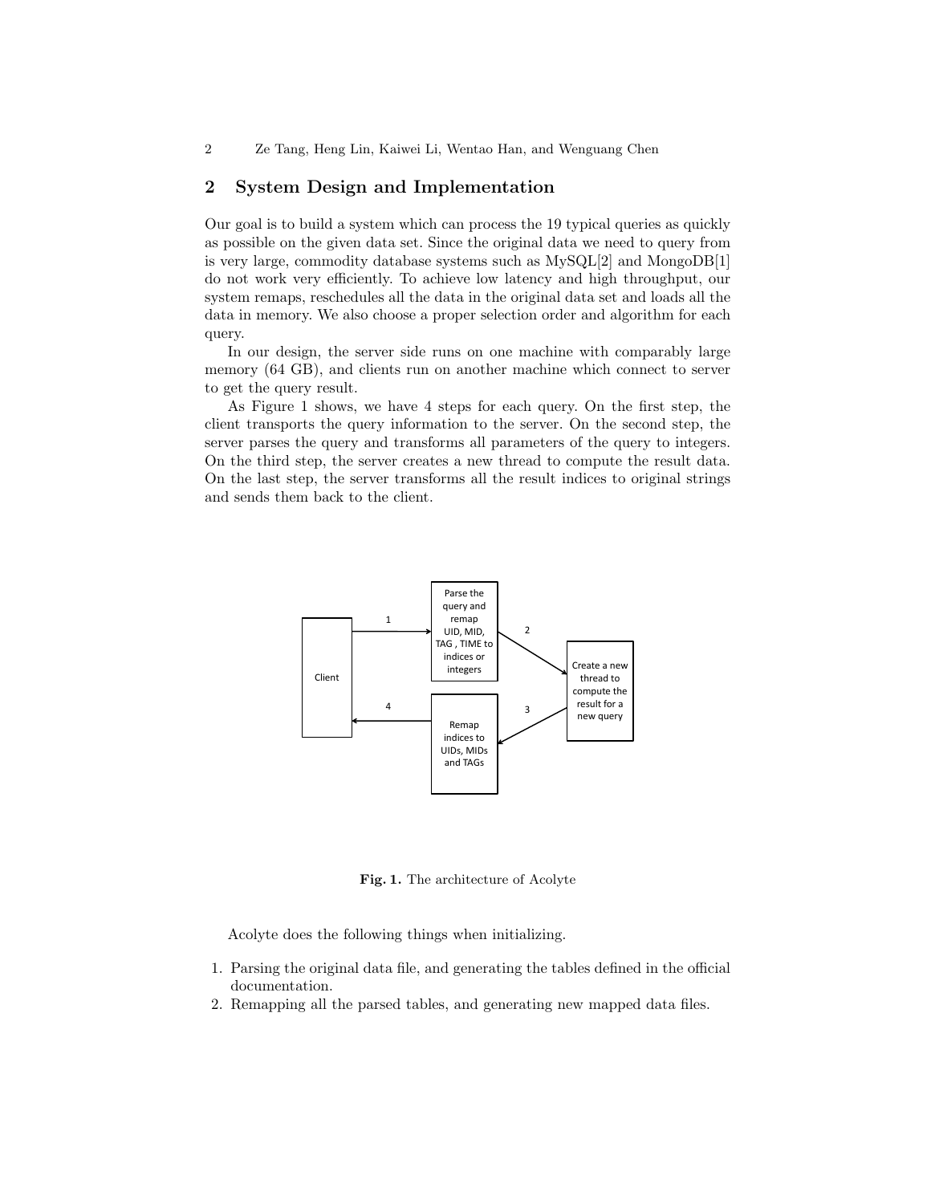## 2 System Design and Implementation

Our goal is to build a system which can process the 19 typical queries as quickly as possible on the given data set. Since the original data we need to query from is very large, commodity database systems such as MySQL[2] and MongoDB[1] do not work very efficiently. To achieve low latency and high throughput, our system remaps, reschedules all the data in the original data set and loads all the data in memory. We also choose a proper selection order and algorithm for each query.

In our design, the server side runs on one machine with comparably large memory (64 GB), and clients run on another machine which connect to server to get the query result.

As Figure 1 shows, we have 4 steps for each query. On the first step, the client transports the query information to the server. On the second step, the server parses the query and transforms all parameters of the query to integers. On the third step, the server creates a new thread to compute the result data. On the last step, the server transforms all the result indices to original strings and sends them back to the client.

**Fig. 1.** The architecture of Acolyte

Acolyte does the following things when initializing.

1. Parsing the original data file, and generating the tables defined in the official documentation.
2. Remapping all the parsed tables, and generating new mapped data files.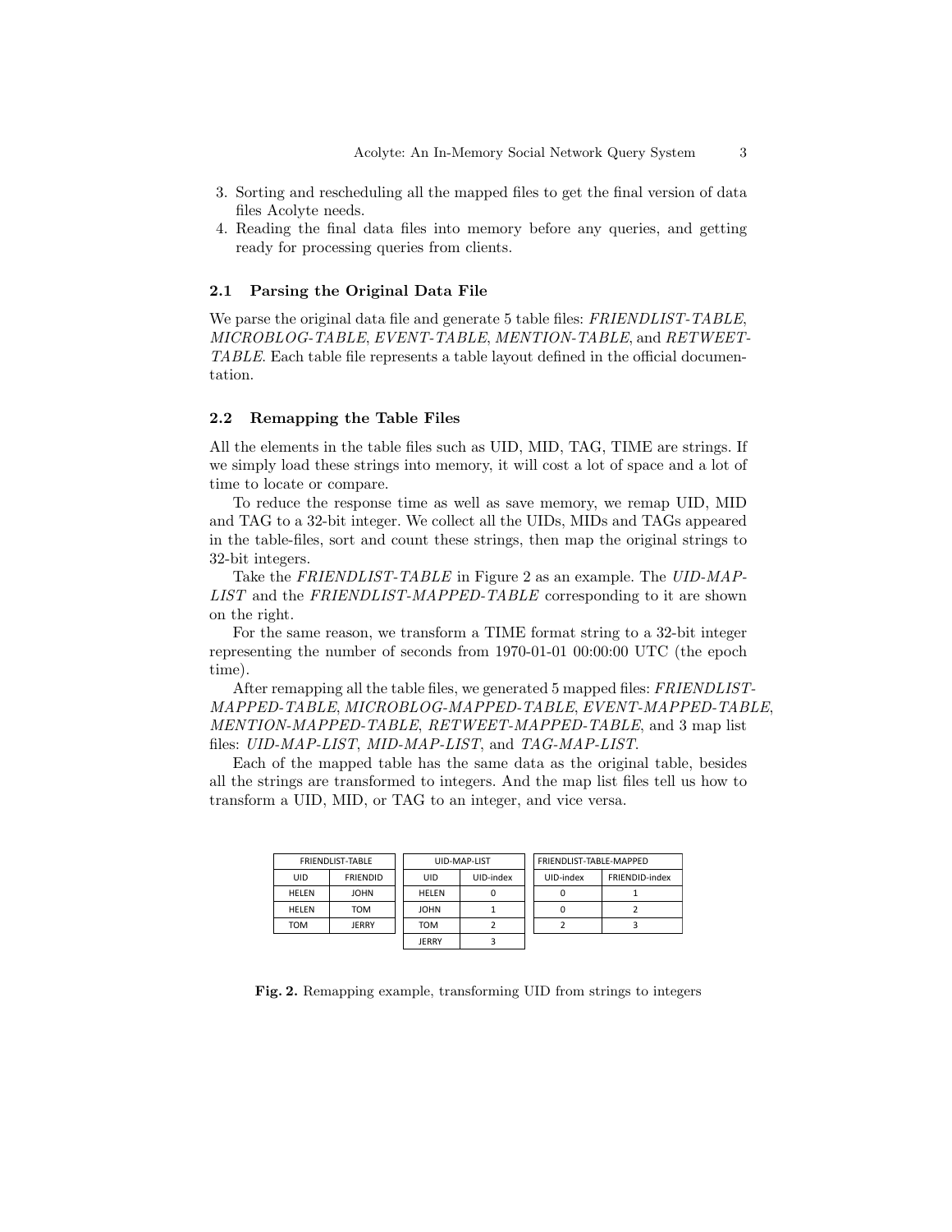3. Sorting and rescheduling all the mapped files to get the final version of data files Acolyte needs.
4. Reading the final data files into memory before any queries, and getting ready for processing queries from clients.

### 2.1 Parsing the Original Data File

We parse the original data file and generate 5 table files: *FRIENDLIST-TABLE*, *MICROBLOG-TABLE*, *EVENT-TABLE*, *MENTION-TABLE*, and *RETWEET-TABLE*. Each table file represents a table layout defined in the official documentation.

### 2.2 Remapping the Table Files

All the elements in the table files such as UID, MID, TAG, TIME are strings. If we simply load these strings into memory, it will cost a lot of space and a lot of time to locate or compare.

To reduce the response time as well as save memory, we remap UID, MID and TAG to a 32-bit integer. We collect all the UIDs, MIDs and TAGs appeared in the table-files, sort and count these strings, then map the original strings to 32-bit integers.

Take the *FRIENDLIST-TABLE* in Figure 2 as an example. The *UID-MAP-LIST* and the *FRIENDLIST-MAPPED-TABLE* corresponding to it are shown on the right.

For the same reason, we transform a TIME format string to a 32-bit integer representing the number of seconds from 1970-01-01 00:00:00 UTC (the epoch time).

After remapping all the table files, we generated 5 mapped files: *FRIENDLIST-MAPPED-TABLE*, *MICROBLOG-MAPPED-TABLE*, *EVENT-MAPPED-TABLE*, *MENTION-MAPPED-TABLE*, *RETWEET-MAPPED-TABLE*, and 3 map list files: *UID-MAP-LIST*, *MID-MAP-LIST*, and *TAG-MAP-LIST*.

Each of the mapped table has the same data as the original table, besides all the strings are transformed to integers. And the map list files tell us how to transform a UID, MID, or TAG to an integer, and vice versa.

| FRIENDLIST-TABLE | |
|---|---|
| UID | FRIENDID |
| HELEN | JOHN |
| HELEN | TOM |
| TOM | JERRY |

| UID-MAP-LIST | |
|---|---|
| UID | UID-index |
| HELEN | 0 |
| JOHN | 1 |
| TOM | 2 |
| JERRY | 3 |

| FRIENDLIST-TABLE-MAPPED | |
|---|---|
| UID-index | FRIENDID-index |
| 0 | 1 |
| 0 | 2 |
| 2 | 3 |

**Fig. 2.** Remapping example, transforming UID from strings to integers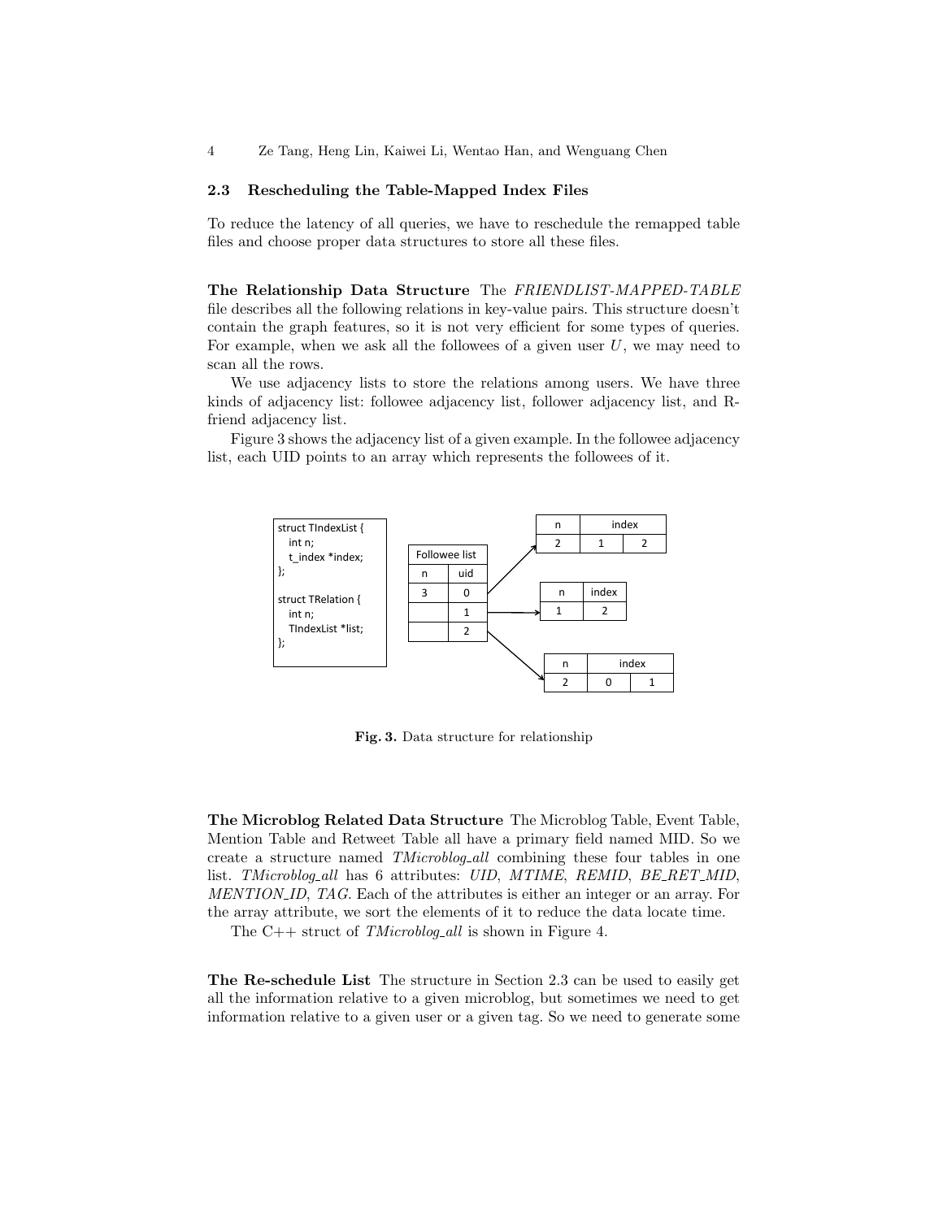### 2.3 Rescheduling the Table-Mapped Index Files

To reduce the latency of all queries, we have to reschedule the remapped table files and choose proper data structures to store all these files.

**The Relationship Data Structure** The *FRIENDLIST-MAPPED-TABLE* file describes all the following relations in key-value pairs. This structure doesn't contain the graph features, so it is not very efficient for some types of queries. For example, when we ask all the followees of a given user $U$, we may need to scan all the rows.

We use adjacency lists to store the relations among users. We have three kinds of adjacency list: followee adjacency list, follower adjacency list, and R-friend adjacency list.

Figure 3 shows the adjacency list of a given example. In the followee adjacency list, each UID points to an array which represents the followees of it.

```
struct TIndexList {
   int n;
   t_index *index;
};

struct TRelation {
   int n;
   TIndexList *list;
};
```

Followee list:

| n | uid |
|---|---|
| 3 | 0 |
| | 1 |
| | 2 |

uid 0 →

| n | index | |
|---|---|---|
| 2 | 1 | 2 |

uid 1 →

| n | index |
|---|---|
| 1 | 2 |

uid 2 →

| n | index | |
|---|---|---|
| 2 | 0 | 1 |

**Fig. 3.** Data structure for relationship

**The Microblog Related Data Structure** The Microblog Table, Event Table, Mention Table and Retweet Table all have a primary field named MID. So we create a structure named *TMicroblog_all* combining these four tables in one list. *TMicroblog_all* has 6 attributes: *UID*, *MTIME*, *REMID*, *BE_RET_MID*, *MENTION_ID*, *TAG*. Each of the attributes is either an integer or an array. For the array attribute, we sort the elements of it to reduce the data locate time.

The C++ struct of *TMicroblog_all* is shown in Figure 4.

**The Re-schedule List** The structure in Section 2.3 can be used to easily get all the information relative to a given microblog, but sometimes we need to get information relative to a given user or a given tag. So we need to generate some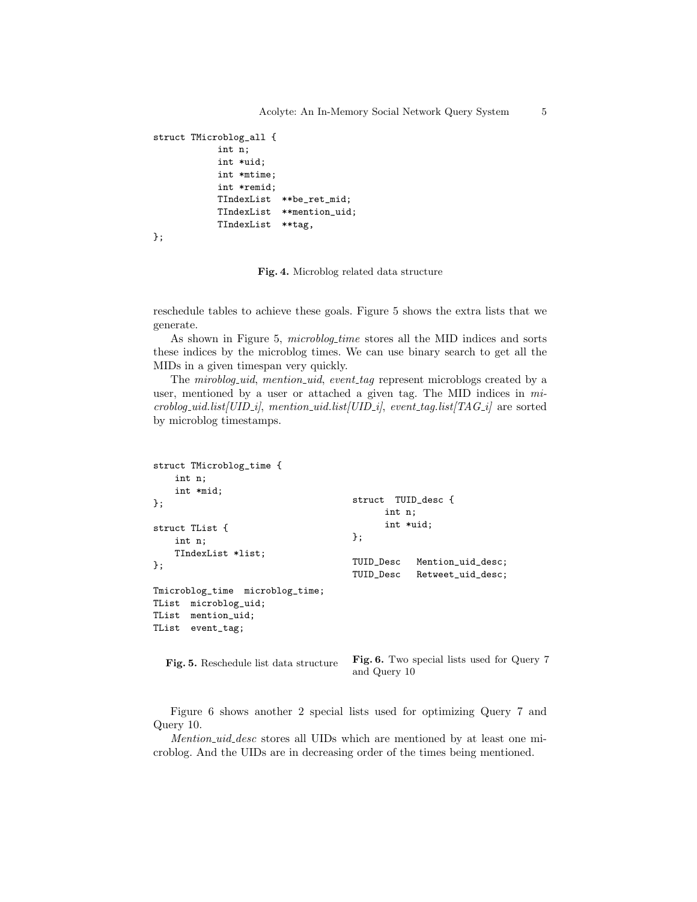```
struct TMicroblog_all {
            int n;
            int *uid;
            int *mtime;
            int *remid;
            TIndexList  **be_ret_mid;
            TIndexList  **mention_uid;
            TIndexList  **tag,
};
```

**Fig. 4.** Microblog related data structure

reschedule tables to achieve these goals. Figure 5 shows the extra lists that we generate.

As shown in Figure 5, *microblog_time* stores all the MID indices and sorts these indices by the microblog times. We can use binary search to get all the MIDs in a given timespan very quickly.

The *miroblog_uid*, *mention_uid*, *event_tag* represent microblogs created by a user, mentioned by a user or attached a given tag. The MID indices in *microblog_uid.list[UID_i]*, *mention_uid.list[UID_i]*, *event_tag.list[TAG_i]* are sorted by microblog timestamps.

```
struct TMicroblog_time {
    int n;
    int *mid;
};

struct TList {
    int n;
    TIndexList *list;
};

Tmicroblog_time  microblog_time;
TList  microblog_uid;
TList  mention_uid;
TList  event_tag;
```

**Fig. 5.** Reschedule list data structure

```
struct  TUID_desc {
      int n;
      int *uid;
};

TUID_Desc   Mention_uid_desc;
TUID_Desc   Retweet_uid_desc;
```

**Fig. 6.** Two special lists used for Query 7 and Query 10

Figure 6 shows another 2 special lists used for optimizing Query 7 and Query 10.

*Mention_uid_desc* stores all UIDs which are mentioned by at least one microblog. And the UIDs are in decreasing order of the times being mentioned.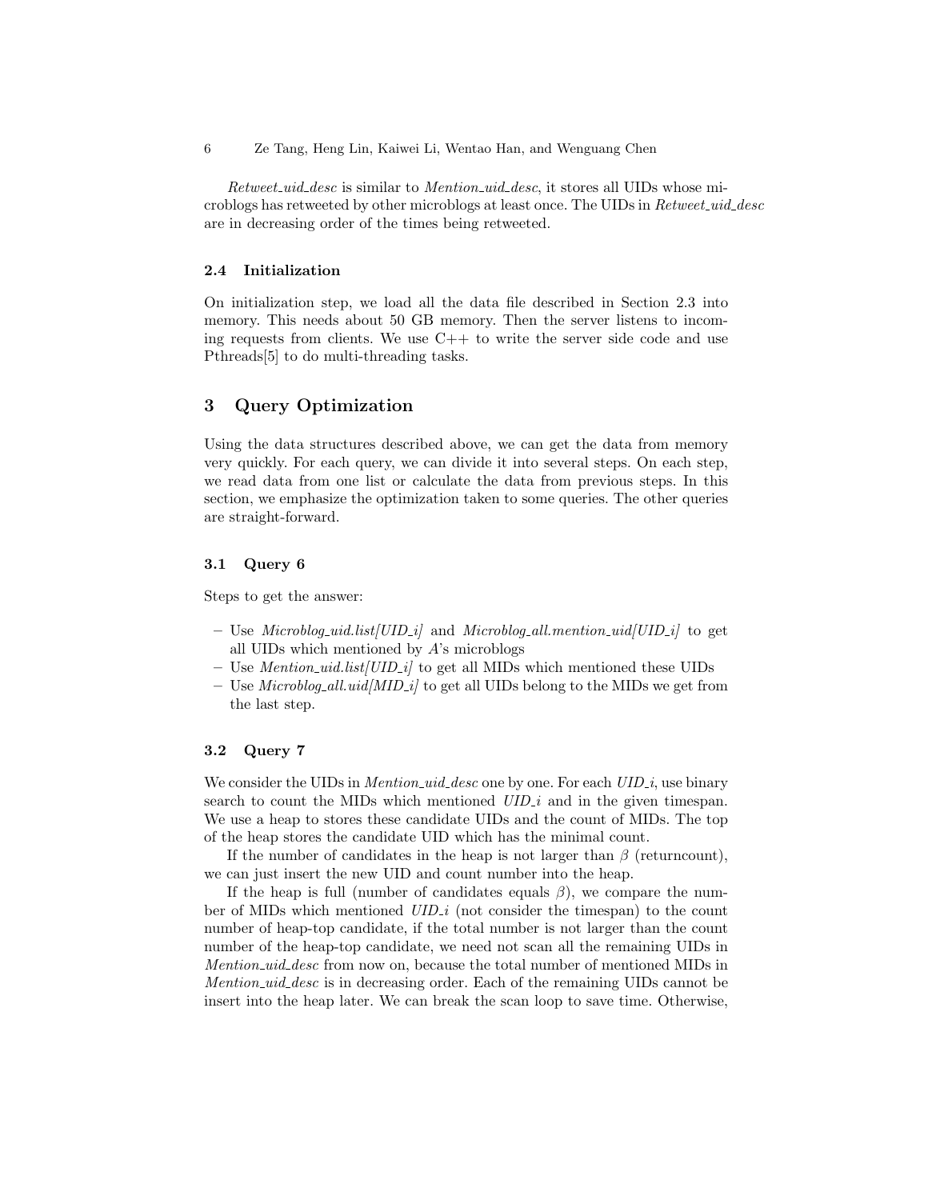*Retweet_uid_desc* is similar to *Mention_uid_desc*, it stores all UIDs whose microblogs has retweeted by other microblogs at least once. The UIDs in *Retweet_uid_desc* are in decreasing order of the times being retweeted.

### 2.4 Initialization

On initialization step, we load all the data file described in Section 2.3 into memory. This needs about 50 GB memory. Then the server listens to incoming requests from clients. We use C++ to write the server side code and use Pthreads[5] to do multi-threading tasks.

## 3 Query Optimization

Using the data structures described above, we can get the data from memory very quickly. For each query, we can divide it into several steps. On each step, we read data from one list or calculate the data from previous steps. In this section, we emphasize the optimization taken to some queries. The other queries are straight-forward.

### 3.1 Query 6

Steps to get the answer:

- Use *Microblog_uid.list[UID_i]* and *Microblog_all.mention_uid[UID_i]* to get all UIDs which mentioned by *A*'s microblogs
- Use *Mention_uid.list[UID_i]* to get all MIDs which mentioned these UIDs
- Use *Microblog_all.uid[MID_i]* to get all UIDs belong to the MIDs we get from the last step.

### 3.2 Query 7

We consider the UIDs in *Mention_uid_desc* one by one. For each *UID_i*, use binary search to count the MIDs which mentioned *UID_i* and in the given timespan. We use a heap to stores these candidate UIDs and the count of MIDs. The top of the heap stores the candidate UID which has the minimal count.

If the number of candidates in the heap is not larger than $\beta$ (returncount), we can just insert the new UID and count number into the heap.

If the heap is full (number of candidates equals $\beta$), we compare the number of MIDs which mentioned *UID_i* (not consider the timespan) to the count number of heap-top candidate, if the total number is not larger than the count number of the heap-top candidate, we need not scan all the remaining UIDs in *Mention_uid_desc* from now on, because the total number of mentioned MIDs in *Mention_uid_desc* is in decreasing order. Each of the remaining UIDs cannot be insert into the heap later. We can break the scan loop to save time. Otherwise,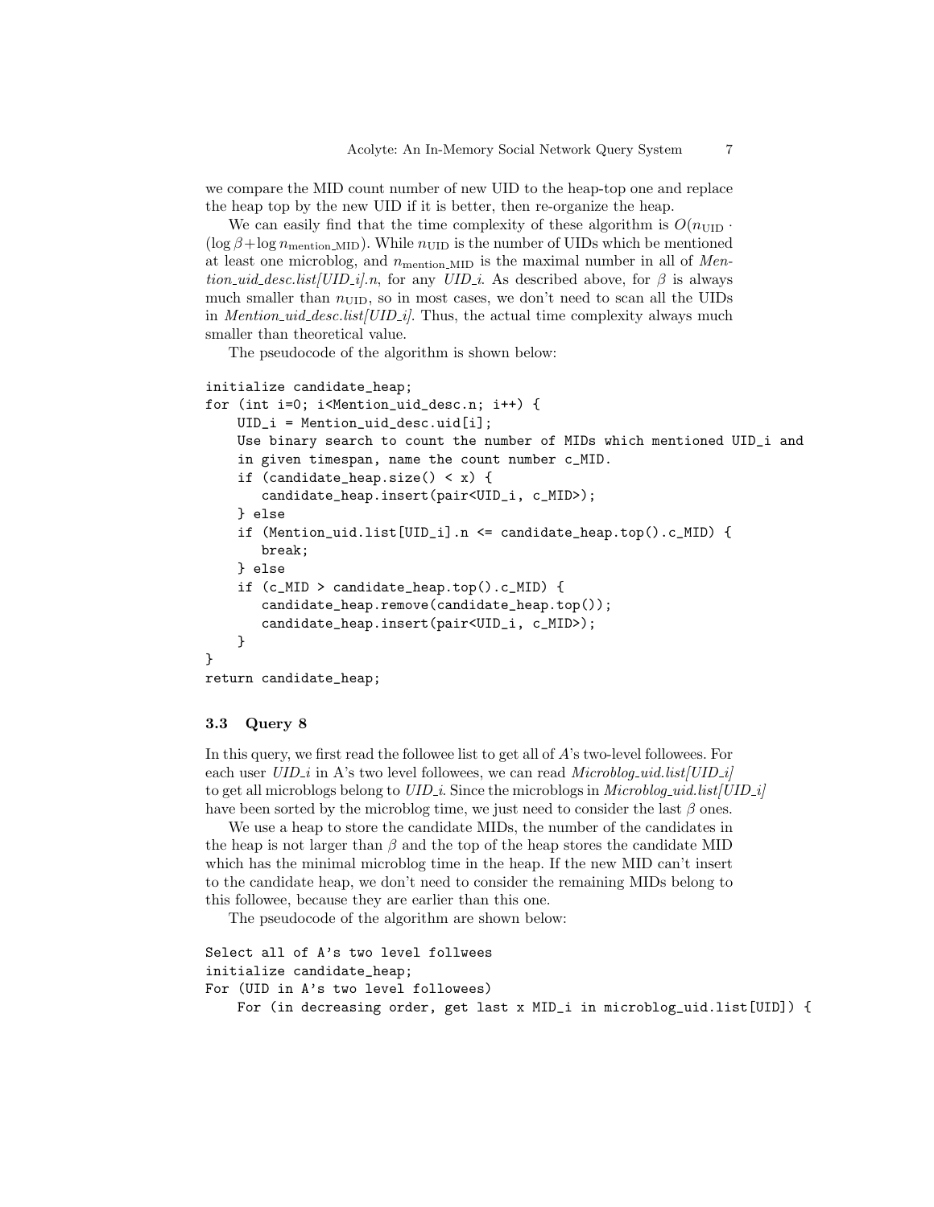we compare the MID count number of new UID to the heap-top one and replace the heap top by the new UID if it is better, then re-organize the heap.

We can easily find that the time complexity of these algorithm is $O(n_{\mathrm{UID}} \cdot (\log \beta + \log n_{\mathrm{mention\_MID}})$. While $n_{\mathrm{UID}}$ is the number of UIDs which be mentioned at least one microblog, and $n_{\mathrm{mention\_MID}}$ is the maximal number in all of *Mention_uid_desc.list[UID_i].n*, for any *UID_i*. As described above, for $\beta$ is always much smaller than $n_{\mathrm{UID}}$, so in most cases, we don't need to scan all the UIDs in *Mention_uid_desc.list[UID_i]*. Thus, the actual time complexity always much smaller than theoretical value.

The pseudocode of the algorithm is shown below:

```
initialize candidate_heap;
for (int i=0; i<Mention_uid_desc.n; i++) {
    UID_i = Mention_uid_desc.uid[i];
    Use binary search to count the number of MIDs which mentioned UID_i and
    in given timespan, name the count number c_MID.
    if (candidate_heap.size() < x) {
       candidate_heap.insert(pair<UID_i, c_MID>);
    } else
    if (Mention_uid.list[UID_i].n <= candidate_heap.top().c_MID) {
       break;
    } else
    if (c_MID > candidate_heap.top().c_MID) {
       candidate_heap.remove(candidate_heap.top());
       candidate_heap.insert(pair<UID_i, c_MID>);
    }
}
return candidate_heap;
```

### 3.3 Query 8

In this query, we first read the followee list to get all of $A$'s two-level followees. For each user *UID_i* in A's two level followees, we can read *Microblog_uid.list[UID_i]* to get all microblogs belong to *UID_i*. Since the microblogs in *Microblog_uid.list[UID_i]* have been sorted by the microblog time, we just need to consider the last $\beta$ ones.

We use a heap to store the candidate MIDs, the number of the candidates in the heap is not larger than $\beta$ and the top of the heap stores the candidate MID which has the minimal microblog time in the heap. If the new MID can't insert to the candidate heap, we don't need to consider the remaining MIDs belong to this followee, because they are earlier than this one.

The pseudocode of the algorithm are shown below:

```
Select all of A's two level follwees
initialize candidate_heap;
For (UID in A's two level followees)
    For (in decreasing order, get last x MID_i in microblog_uid.list[UID]) {
```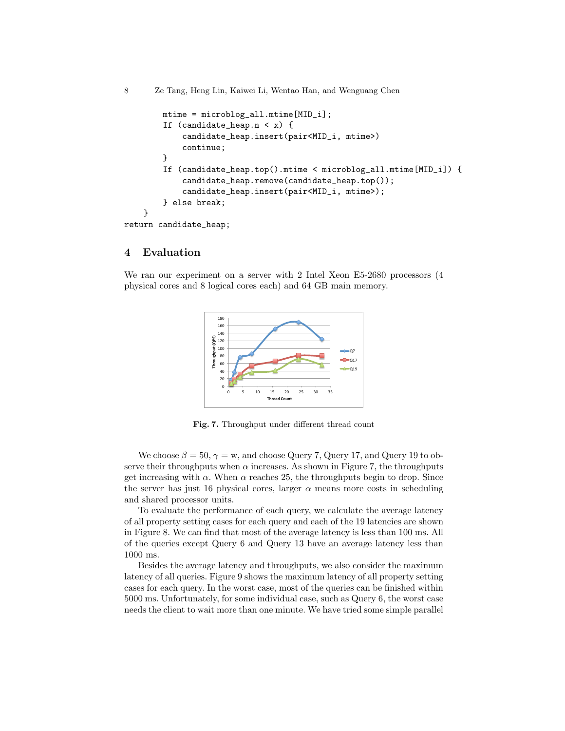```
        mtime = microblog_all.mtime[MID_i];
        If (candidate_heap.n < x) {
            candidate_heap.insert(pair<MID_i, mtime>)
            continue;
        }
        If (candidate_heap.top().mtime < microblog_all.mtime[MID_i]) {
            candidate_heap.remove(candidate_heap.top());
            candidate_heap.insert(pair<MID_i, mtime>);
        } else break;
    }
return candidate_heap;
```

## 4 Evaluation

We ran our experiment on a server with 2 Intel Xeon E5-2680 processors (4 physical cores and 8 logical cores each) and 64 GB main memory.

**Fig. 7.** Throughput under different thread count

We choose $\beta = 50$, $\gamma =$ w, and choose Query 7, Query 17, and Query 19 to observe their throughputs when $\alpha$ increases. As shown in Figure 7, the throughputs get increasing with $\alpha$. When $\alpha$ reaches 25, the throughputs begin to drop. Since the server has just 16 physical cores, larger $\alpha$ means more costs in scheduling and shared processor units.

To evaluate the performance of each query, we calculate the average latency of all property setting cases for each query and each of the 19 latencies are shown in Figure 8. We can find that most of the average latency is less than 100 ms. All of the queries except Query 6 and Query 13 have an average latency less than 1000 ms.

Besides the average latency and throughputs, we also consider the maximum latency of all queries. Figure 9 shows the maximum latency of all property setting cases for each query. In the worst case, most of the queries can be finished within 5000 ms. Unfortunately, for some individual case, such as Query 6, the worst case needs the client to wait more than one minute. We have tried some simple parallel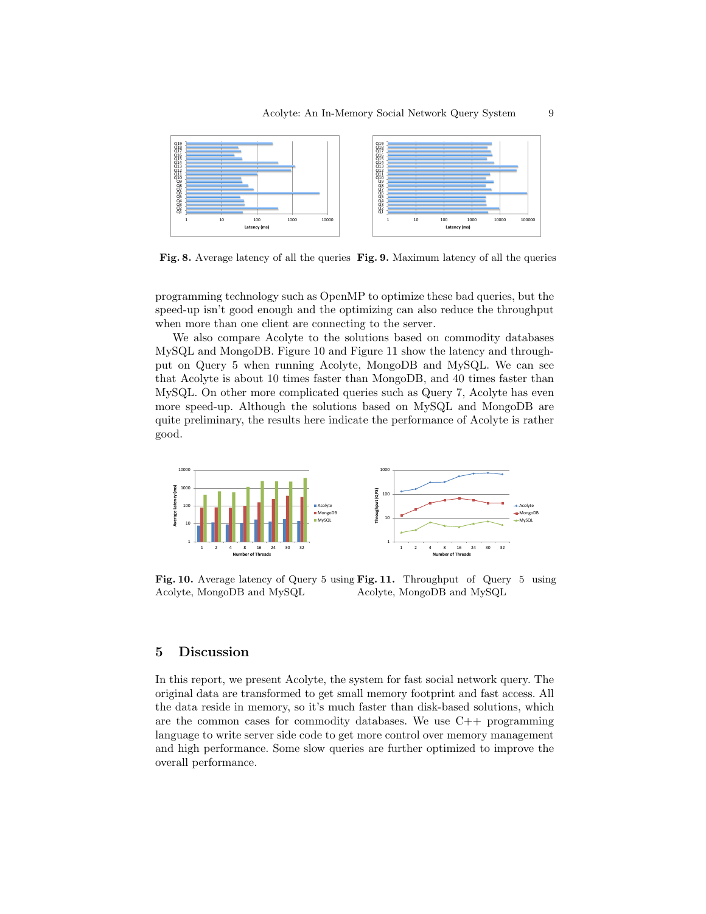Fig. 8. Average latency of all the queries

Fig. 9. Maximum latency of all the queries

programming technology such as OpenMP to optimize these bad queries, but the speed-up isn't good enough and the optimizing can also reduce the throughput when more than one client are connecting to the server.

We also compare Acolyte to the solutions based on commodity databases MySQL and MongoDB. Figure 10 and Figure 11 show the latency and throughput on Query 5 when running Acolyte, MongoDB and MySQL. We can see that Acolyte is about 10 times faster than MongoDB, and 40 times faster than MySQL. On other more complicated queries such as Query 7, Acolyte has even more speed-up. Although the solutions based on MySQL and MongoDB are quite preliminary, the results here indicate the performance of Acolyte is rather good.

Fig. 10. Average latency of Query 5 using Acolyte, MongoDB and MySQL

Fig. 11. Throughput of Query 5 using Acolyte, MongoDB and MySQL

## 5 Discussion

In this report, we present Acolyte, the system for fast social network query. The original data are transformed to get small memory footprint and fast access. All the data reside in memory, so it's much faster than disk-based solutions, which are the common cases for commodity databases. We use C++ programming language to write server side code to get more control over memory management and high performance. Some slow queries are further optimized to improve the overall performance.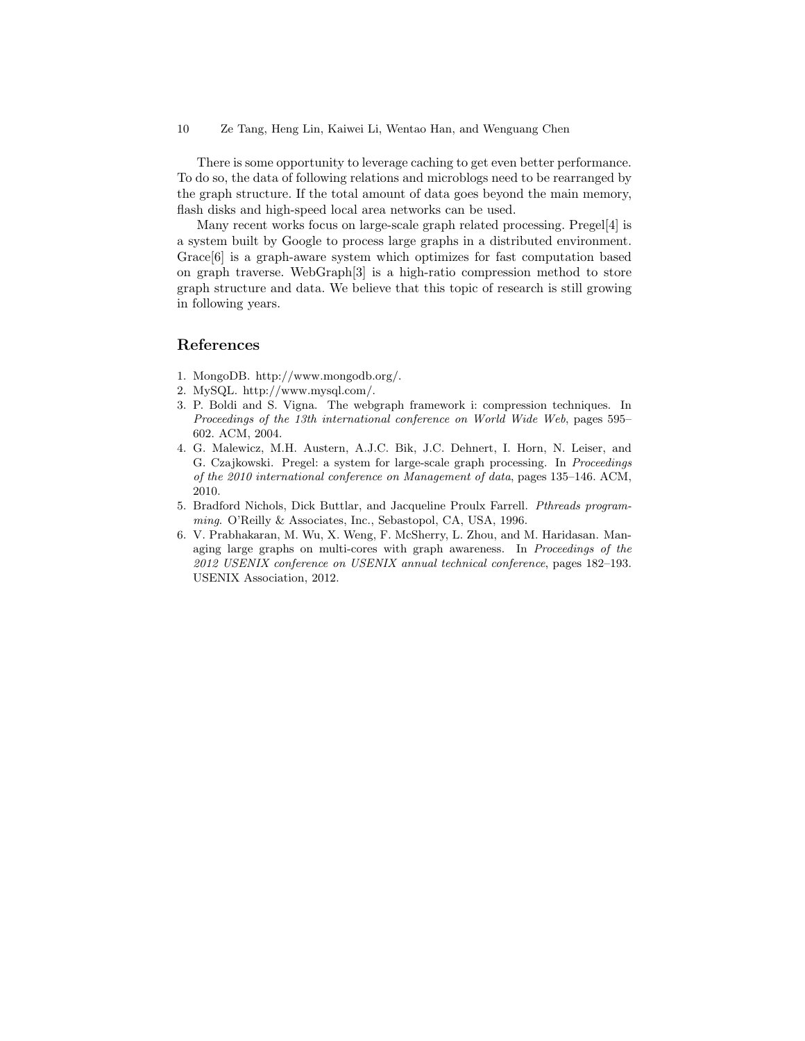There is some opportunity to leverage caching to get even better performance. To do so, the data of following relations and microblogs need to be rearranged by the graph structure. If the total amount of data goes beyond the main memory, flash disks and high-speed local area networks can be used.

Many recent works focus on large-scale graph related processing. Pregel[4] is a system built by Google to process large graphs in a distributed environment. Grace[6] is a graph-aware system which optimizes for fast computation based on graph traverse. WebGraph[3] is a high-ratio compression method to store graph structure and data. We believe that this topic of research is still growing in following years.

## References

1. MongoDB. http://www.mongodb.org/.
2. MySQL. http://www.mysql.com/.
3. P. Boldi and S. Vigna. The webgraph framework i: compression techniques. In *Proceedings of the 13th international conference on World Wide Web*, pages 595–602. ACM, 2004.
4. G. Malewicz, M.H. Austern, A.J.C. Bik, J.C. Dehnert, I. Horn, N. Leiser, and G. Czajkowski. Pregel: a system for large-scale graph processing. In *Proceedings of the 2010 international conference on Management of data*, pages 135–146. ACM, 2010.
5. Bradford Nichols, Dick Buttlar, and Jacqueline Proulx Farrell. *Pthreads programming*. O'Reilly & Associates, Inc., Sebastopol, CA, USA, 1996.
6. V. Prabhakaran, M. Wu, X. Weng, F. McSherry, L. Zhou, and M. Haridasan. Managing large graphs on multi-cores with graph awareness. In *Proceedings of the 2012 USENIX conference on USENIX annual technical conference*, pages 182–193. USENIX Association, 2012.